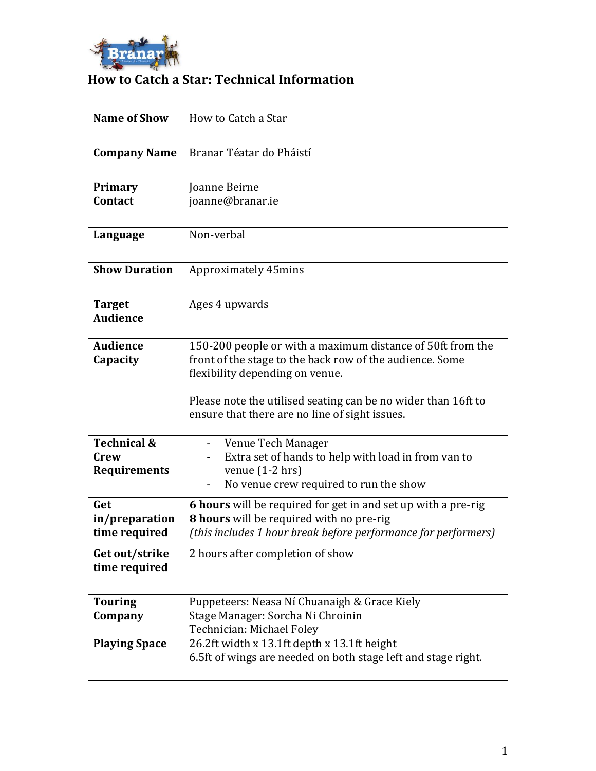# How to Catch a Star: Technical Information

| | |
|---|---|
| **Name of Show** | How to Catch a Star |
| **Company Name** | Branar Téatar do Pháistí |
| **Primary Contact** | Joanne Beirne<br>joanne@branar.ie |
| **Language** | Non-verbal |
| **Show Duration** | Approximately 45mins |
| **Target Audience** | Ages 4 upwards |
| **Audience Capacity** | 150-200 people or with a maximum distance of 50ft from the front of the stage to the back row of the audience. Some flexibility depending on venue.<br><br>Please note the utilised seating can be no wider than 16ft to ensure that there are no line of sight issues. |
| **Technical & Crew Requirements** | - Venue Tech Manager<br>- Extra set of hands to help with load in from van to venue (1-2 hrs)<br>- No venue crew required to run the show |
| **Get in/preparation time required** | **6 hours** will be required for get in and set up with a pre-rig<br>**8 hours** will be required with no pre-rig<br>*(this includes 1 hour break before performance for performers)* |
| **Get out/strike time required** | 2 hours after completion of show |
| **Touring Company** | Puppeteers: Neasa Ní Chuanaigh & Grace Kiely<br>Stage Manager: Sorcha Ni Chroinin<br>Technician: Michael Foley |
| **Playing Space** | 26.2ft width x 13.1ft depth x 13.1ft height<br>6.5ft of wings are needed on both stage left and stage right. |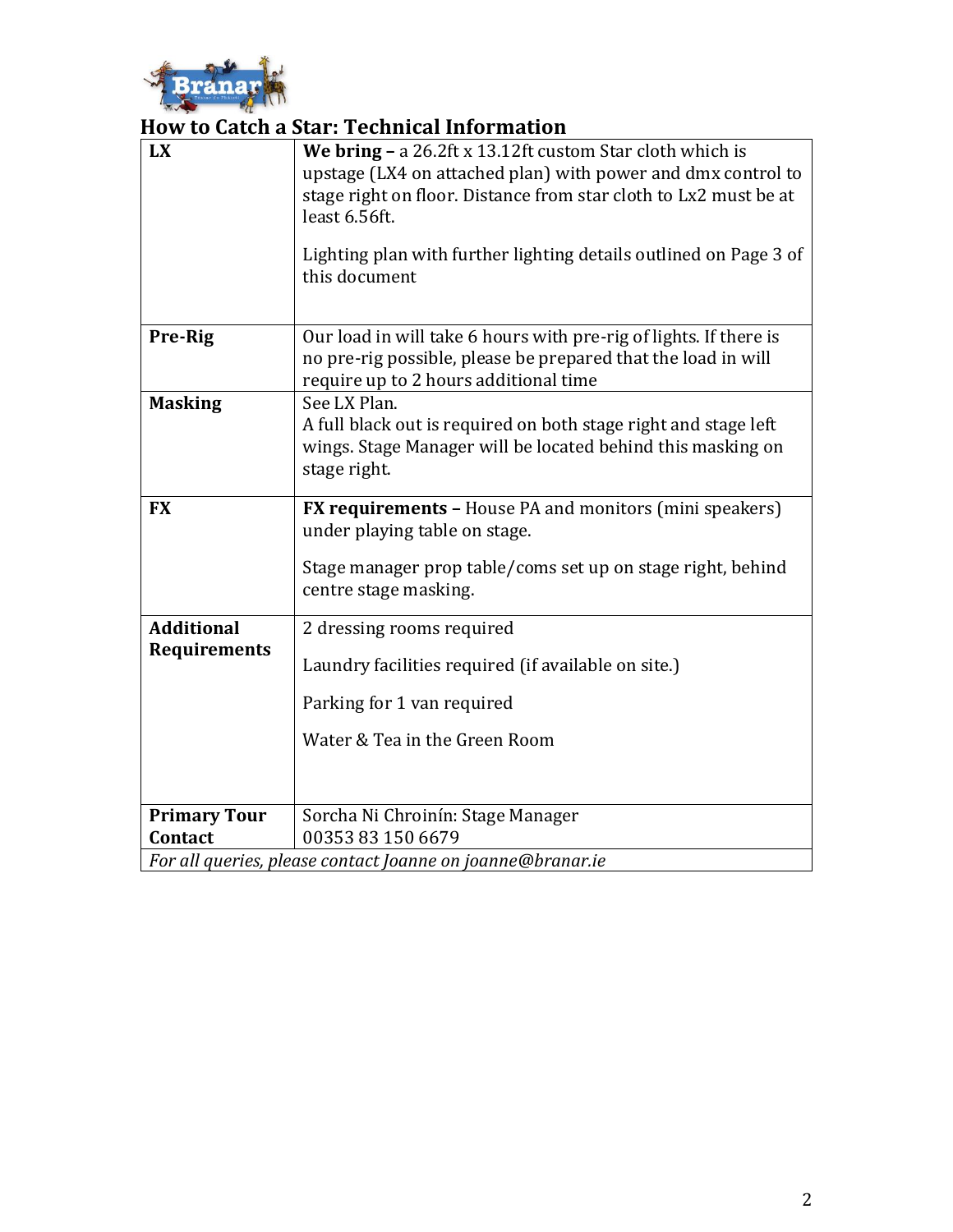## How to Catch a Star: Technical Information

| | |
|---|---|
| **LX** | **We bring –** a 26.2ft x 13.12ft custom Star cloth which is upstage (LX4 on attached plan) with power and dmx control to stage right on floor. Distance from star cloth to Lx2 must be at least 6.56ft.<br><br>Lighting plan with further lighting details outlined on Page 3 of this document |
| **Pre-Rig** | Our load in will take 6 hours with pre-rig of lights. If there is no pre-rig possible, please be prepared that the load in will require up to 2 hours additional time |
| **Masking** | See LX Plan.<br>A full black out is required on both stage right and stage left wings. Stage Manager will be located behind this masking on stage right. |
| **FX** | **FX requirements –** House PA and monitors (mini speakers) under playing table on stage.<br><br>Stage manager prop table/coms set up on stage right, behind centre stage masking. |
| **Additional Requirements** | 2 dressing rooms required<br><br>Laundry facilities required (if available on site.)<br><br>Parking for 1 van required<br><br>Water & Tea in the Green Room |
| **Primary Tour Contact** | Sorcha Ni Chroinín: Stage Manager<br>00353 83 150 6679 |
| *For all queries, please contact Joanne on joanne@branar.ie* | |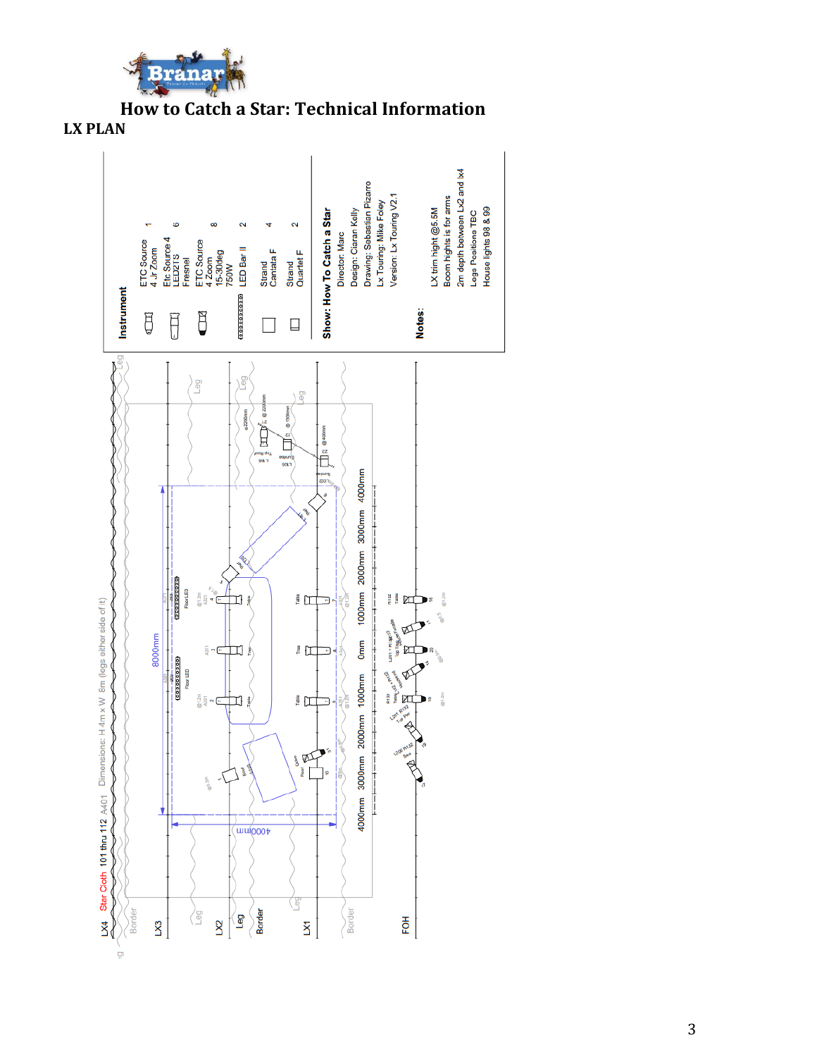# How to Catch a Star: Technical Information

## LX PLAN

Instrument

ETC Source 4 Jr Zoom 1

Etc Source 4 LED2TS Fresnel 6

ETC Source 4 Zoom 15-30deg 750W 8

LED Bar II 2

Strand Cantata F 4

Strand Quartet F 2

Show: How To Catch a Star

Director: Marc

Design: Ciaran Kelly

Drawing: Sebastian Pizarro

Lx Touring: Mike Foley

Version: Lx Touring V2.1

Notes:

LX trim hight @5.5M

Boom hights is for arms

2m depth between Lx2 and lx4

Legs Positions TBC

House lights 98 & 99

LX4 Star Cloth 101 thru 112 A401 Dimensions: H 4m x W 8m (legs either side of it)

LX3

LX2

LX1

FOH

Border

Leg

8000mm

4000mm

4000mm 3000mm 2000mm 1000mm 0mm 1000mm 2000mm 3000mm 4000mm

Floor LED

Table

Tree

Roof

Sunrise

Top Roof

Sea

Top Pier